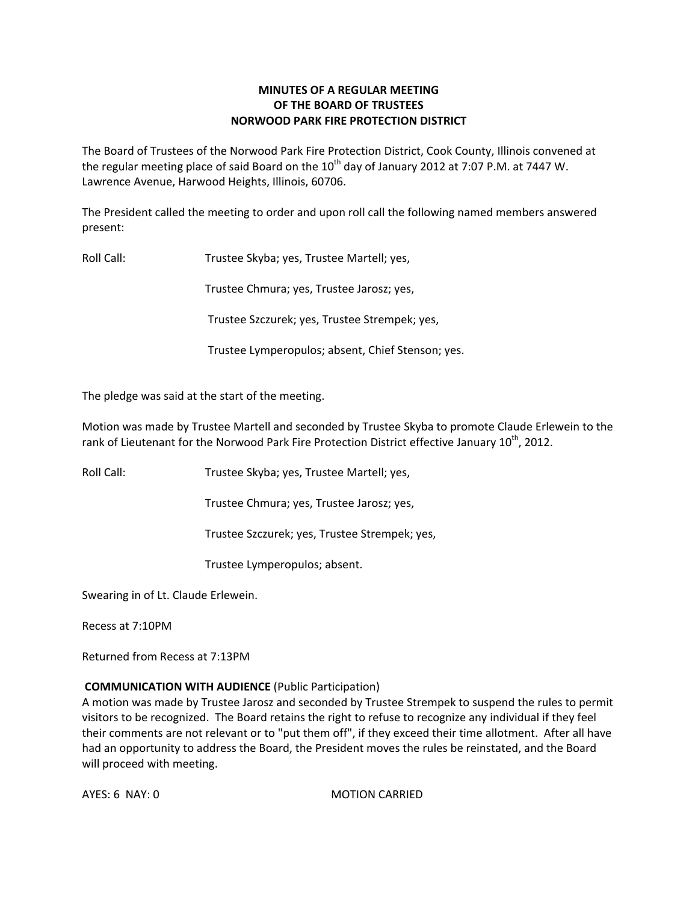**MINUTES OF A REGULAR MEETING**
**OF THE BOARD OF TRUSTEES**
**NORWOOD PARK FIRE PROTECTION DISTRICT**

The Board of Trustees of the Norwood Park Fire Protection District, Cook County, Illinois convened at the regular meeting place of said Board on the 10th day of January 2012 at 7:07 P.M. at 7447 W. Lawrence Avenue, Harwood Heights, Illinois, 60706.

The President called the meeting to order and upon roll call the following named members answered present:

Roll Call: Trustee Skyba; yes, Trustee Martell; yes,

Trustee Chmura; yes, Trustee Jarosz; yes,

Trustee Szczurek; yes, Trustee Strempek; yes,

Trustee Lymperopulos; absent, Chief Stenson; yes.

The pledge was said at the start of the meeting.

Motion was made by Trustee Martell and seconded by Trustee Skyba to promote Claude Erlewein to the rank of Lieutenant for the Norwood Park Fire Protection District effective January 10th, 2012.

Roll Call: Trustee Skyba; yes, Trustee Martell; yes,

Trustee Chmura; yes, Trustee Jarosz; yes,

Trustee Szczurek; yes, Trustee Strempek; yes,

Trustee Lymperopulos; absent.

Swearing in of Lt. Claude Erlewein.

Recess at 7:10PM

Returned from Recess at 7:13PM

**COMMUNICATION WITH AUDIENCE** (Public Participation)
A motion was made by Trustee Jarosz and seconded by Trustee Strempek to suspend the rules to permit visitors to be recognized. The Board retains the right to refuse to recognize any individual if they feel their comments are not relevant or to "put them off", if they exceed their time allotment. After all have had an opportunity to address the Board, the President moves the rules be reinstated, and the Board will proceed with meeting.

AYES: 6 NAY: 0 MOTION CARRIED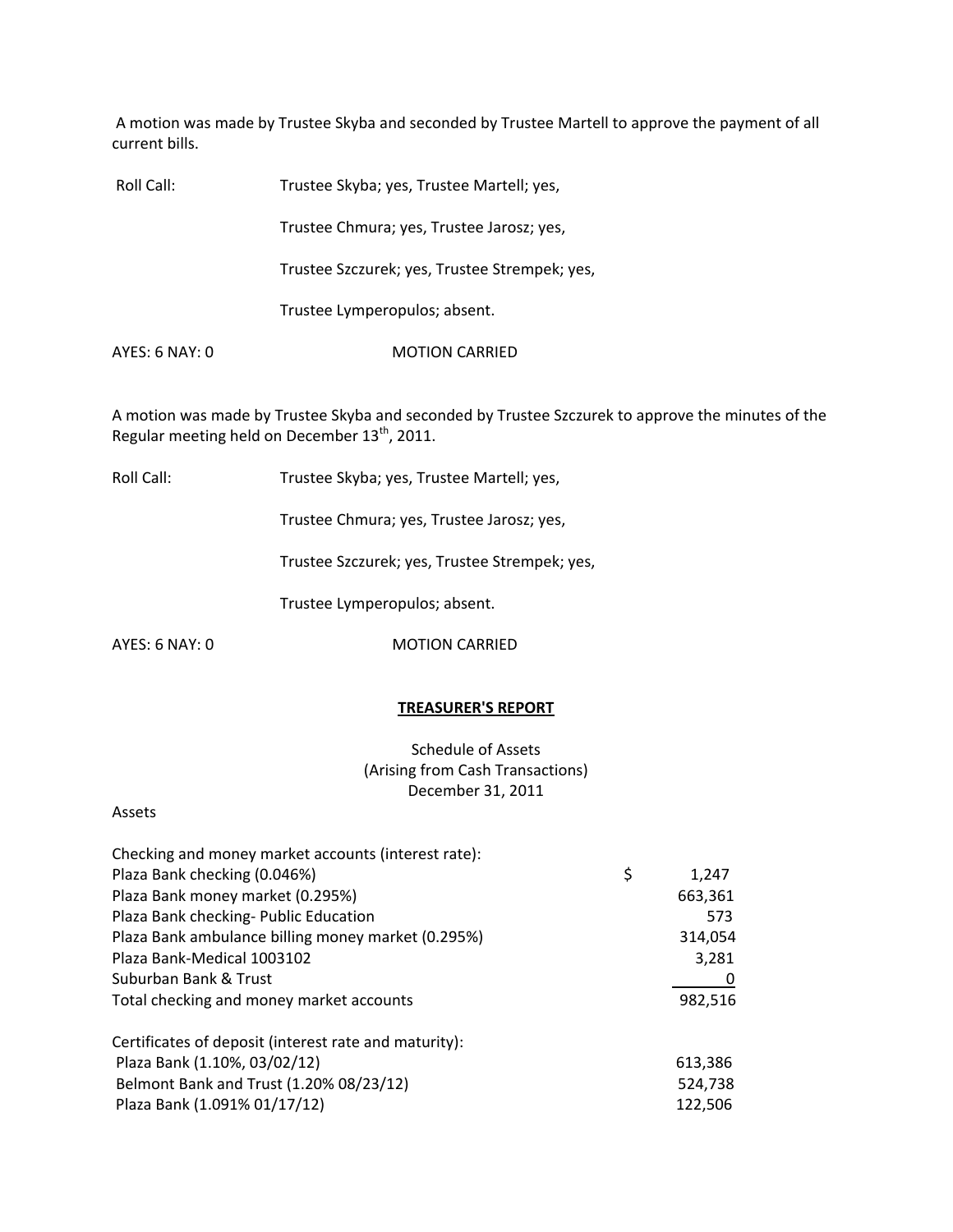A motion was made by Trustee Skyba and seconded by Trustee Martell to approve the payment of all current bills.

Roll Call: Trustee Skyba; yes, Trustee Martell; yes,

Trustee Chmura; yes, Trustee Jarosz; yes,

Trustee Szczurek; yes, Trustee Strempek; yes,

Trustee Lymperopulos; absent.

AYES: 6 NAY: 0 MOTION CARRIED

A motion was made by Trustee Skyba and seconded by Trustee Szczurek to approve the minutes of the Regular meeting held on December 13th, 2011.

Roll Call: Trustee Skyba; yes, Trustee Martell; yes,

Trustee Chmura; yes, Trustee Jarosz; yes,

Trustee Szczurek; yes, Trustee Strempek; yes,

Trustee Lymperopulos; absent.

AYES: 6 NAY: 0 MOTION CARRIED

## TREASURER'S REPORT

Schedule of Assets
(Arising from Cash Transactions)
December 31, 2011

Assets

| | | |
|---|---|---|
| Checking and money market accounts (interest rate): | | |
| Plaza Bank checking (0.046%) | $ | 1,247 |
| Plaza Bank money market (0.295%) | | 663,361 |
| Plaza Bank checking- Public Education | | 573 |
| Plaza Bank ambulance billing money market (0.295%) | | 314,054 |
| Plaza Bank-Medical 1003102 | | 3,281 |
| Suburban Bank & Trust | | 0 |
| Total checking and money market accounts | | 982,516 |
| | | |
| Certificates of deposit (interest rate and maturity): | | |
| Plaza Bank (1.10%, 03/02/12) | | 613,386 |
| Belmont Bank and Trust (1.20% 08/23/12) | | 524,738 |
| Plaza Bank (1.091% 01/17/12) | | 122,506 |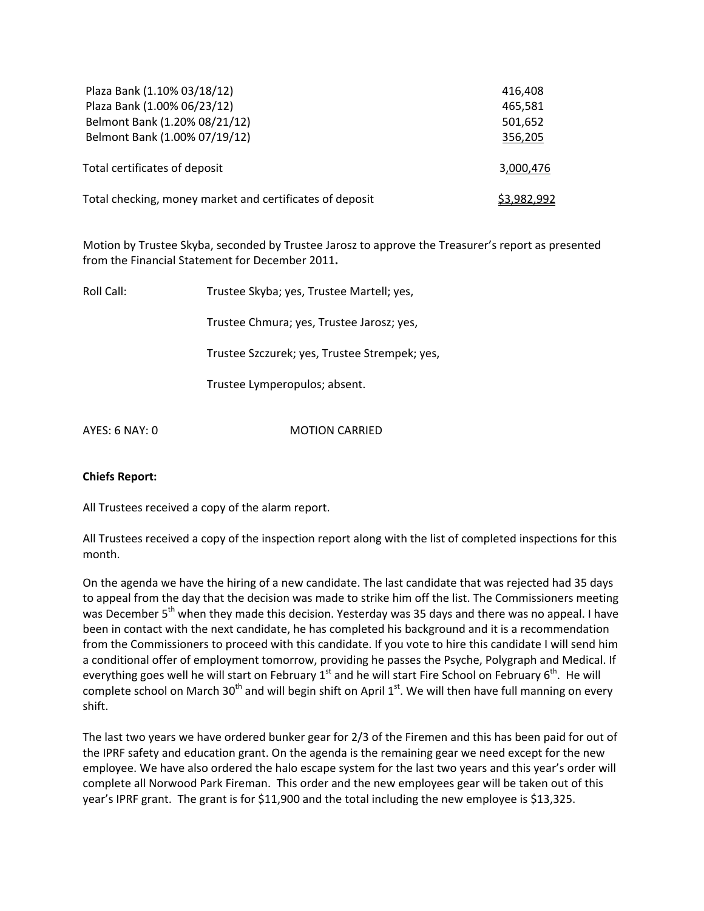| | |
|---|---|
| Plaza Bank (1.10% 03/18/12) | 416,408 |
| Plaza Bank (1.00% 06/23/12) | 465,581 |
| Belmont Bank (1.20% 08/21/12) | 501,652 |
| Belmont Bank (1.00% 07/19/12) | 356,205 |
| Total certificates of deposit | 3,000,476 |
| Total checking, money market and certificates of deposit | $3,982,992 |

Motion by Trustee Skyba, seconded by Trustee Jarosz to approve the Treasurer's report as presented from the Financial Statement for December 2011**.**

Roll Call: Trustee Skyba; yes, Trustee Martell; yes,

Trustee Chmura; yes, Trustee Jarosz; yes,

Trustee Szczurek; yes, Trustee Strempek; yes,

Trustee Lymperopulos; absent.

AYES: 6 NAY: 0 MOTION CARRIED

**Chiefs Report:**

All Trustees received a copy of the alarm report.

All Trustees received a copy of the inspection report along with the list of completed inspections for this month.

On the agenda we have the hiring of a new candidate. The last candidate that was rejected had 35 days to appeal from the day that the decision was made to strike him off the list. The Commissioners meeting was December 5th when they made this decision. Yesterday was 35 days and there was no appeal. I have been in contact with the next candidate, he has completed his background and it is a recommendation from the Commissioners to proceed with this candidate. If you vote to hire this candidate I will send him a conditional offer of employment tomorrow, providing he passes the Psyche, Polygraph and Medical. If everything goes well he will start on February 1st and he will start Fire School on February 6th. He will complete school on March 30th and will begin shift on April 1st. We will then have full manning on every shift.

The last two years we have ordered bunker gear for 2/3 of the Firemen and this has been paid for out of the IPRF safety and education grant. On the agenda is the remaining gear we need except for the new employee. We have also ordered the halo escape system for the last two years and this year's order will complete all Norwood Park Fireman. This order and the new employees gear will be taken out of this year's IPRF grant. The grant is for $11,900 and the total including the new employee is $13,325.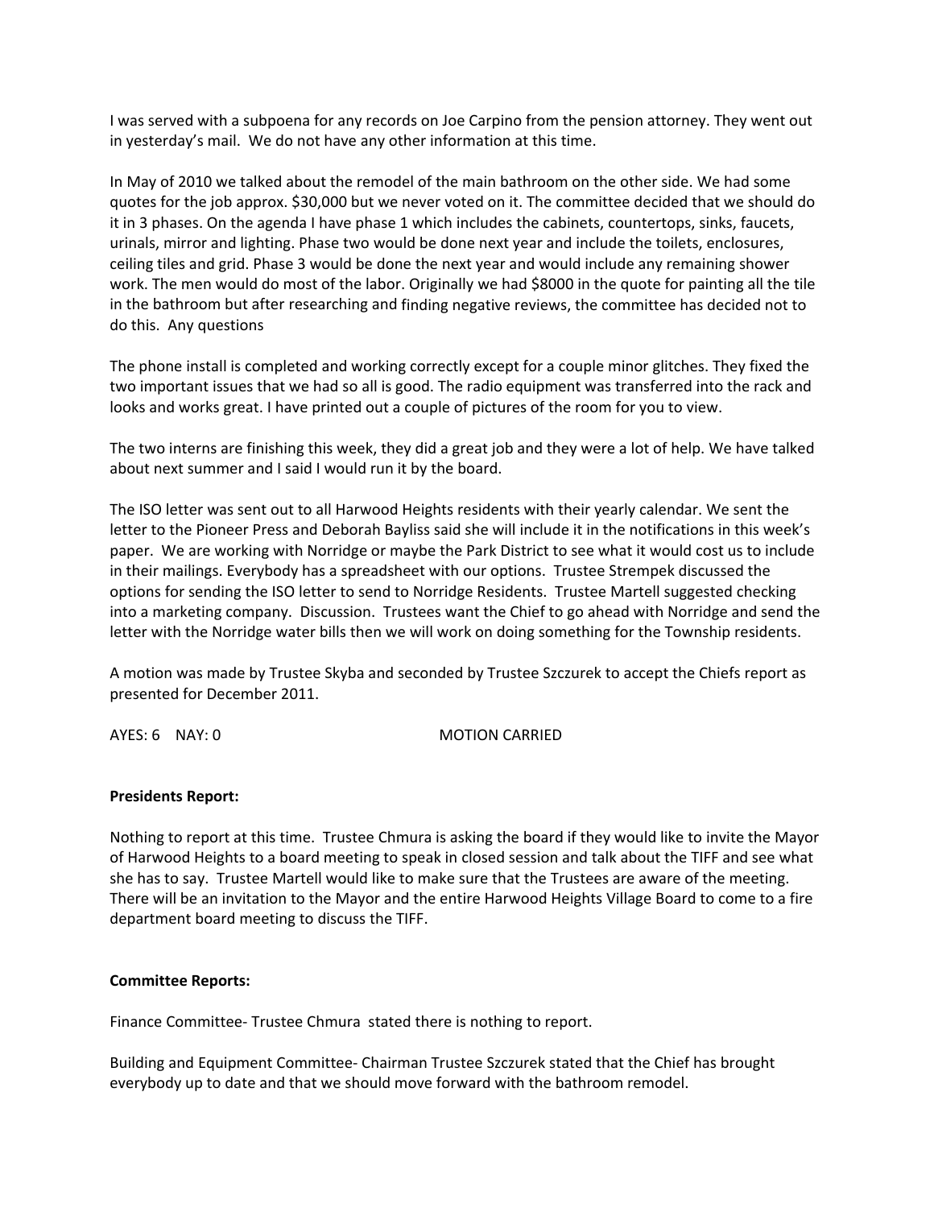I was served with a subpoena for any records on Joe Carpino from the pension attorney. They went out in yesterday's mail. We do not have any other information at this time.

In May of 2010 we talked about the remodel of the main bathroom on the other side. We had some quotes for the job approx. $30,000 but we never voted on it. The committee decided that we should do it in 3 phases. On the agenda I have phase 1 which includes the cabinets, countertops, sinks, faucets, urinals, mirror and lighting. Phase two would be done next year and include the toilets, enclosures, ceiling tiles and grid. Phase 3 would be done the next year and would include any remaining shower work. The men would do most of the labor. Originally we had $8000 in the quote for painting all the tile in the bathroom but after researching and finding negative reviews, the committee has decided not to do this. Any questions

The phone install is completed and working correctly except for a couple minor glitches. They fixed the two important issues that we had so all is good. The radio equipment was transferred into the rack and looks and works great. I have printed out a couple of pictures of the room for you to view.

The two interns are finishing this week, they did a great job and they were a lot of help. We have talked about next summer and I said I would run it by the board.

The ISO letter was sent out to all Harwood Heights residents with their yearly calendar. We sent the letter to the Pioneer Press and Deborah Bayliss said she will include it in the notifications in this week's paper. We are working with Norridge or maybe the Park District to see what it would cost us to include in their mailings. Everybody has a spreadsheet with our options. Trustee Strempek discussed the options for sending the ISO letter to send to Norridge Residents. Trustee Martell suggested checking into a marketing company. Discussion. Trustees want the Chief to go ahead with Norridge and send the letter with the Norridge water bills then we will work on doing something for the Township residents.

A motion was made by Trustee Skyba and seconded by Trustee Szczurek to accept the Chiefs report as presented for December 2011.

AYES: 6 NAY: 0 MOTION CARRIED

**Presidents Report:**

Nothing to report at this time. Trustee Chmura is asking the board if they would like to invite the Mayor of Harwood Heights to a board meeting to speak in closed session and talk about the TIFF and see what she has to say. Trustee Martell would like to make sure that the Trustees are aware of the meeting. There will be an invitation to the Mayor and the entire Harwood Heights Village Board to come to a fire department board meeting to discuss the TIFF.

**Committee Reports:**

Finance Committee- Trustee Chmura stated there is nothing to report.

Building and Equipment Committee- Chairman Trustee Szczurek stated that the Chief has brought everybody up to date and that we should move forward with the bathroom remodel.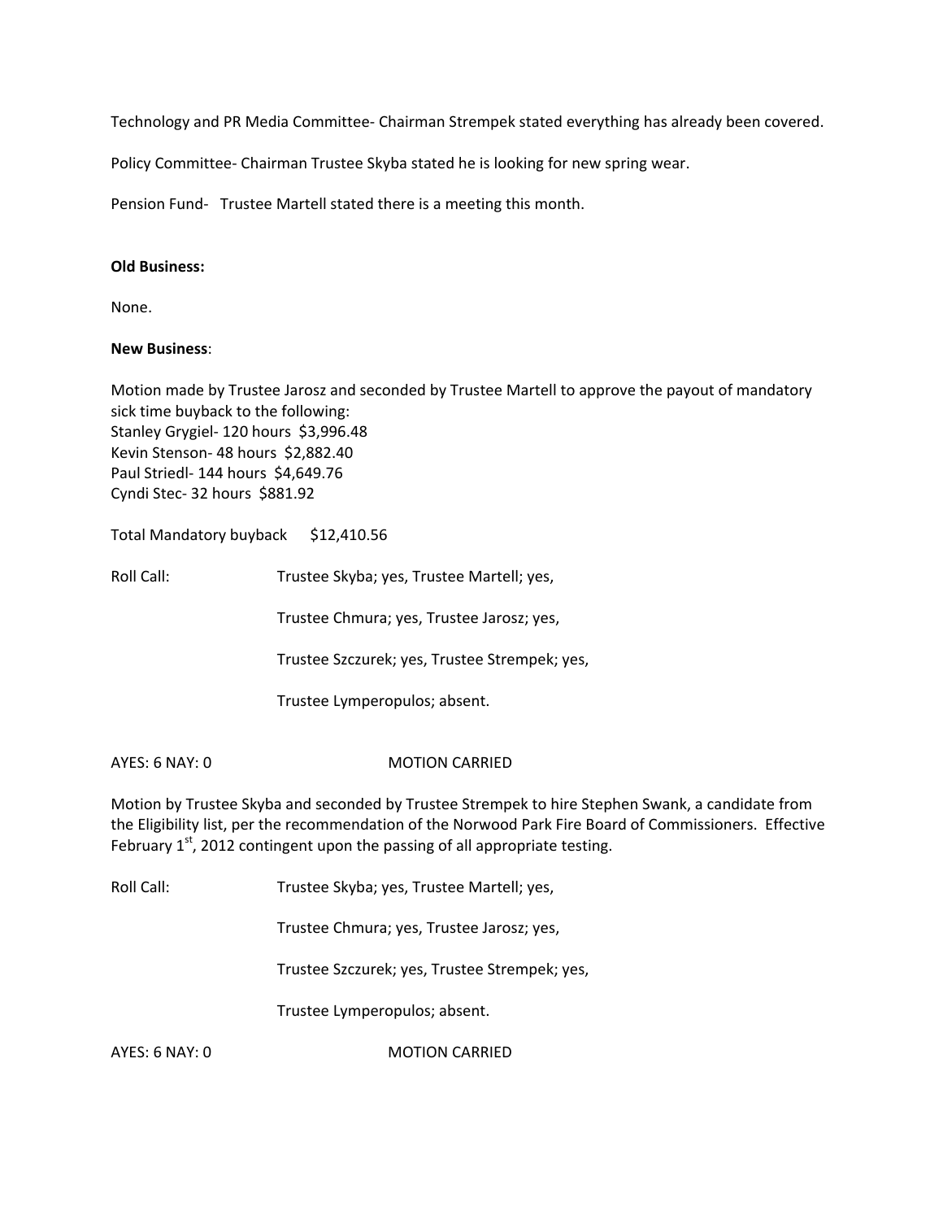Technology and PR Media Committee- Chairman Strempek stated everything has already been covered.

Policy Committee- Chairman Trustee Skyba stated he is looking for new spring wear.

Pension Fund- Trustee Martell stated there is a meeting this month.

**Old Business:**

None.

**New Business**:

Motion made by Trustee Jarosz and seconded by Trustee Martell to approve the payout of mandatory sick time buyback to the following:
Stanley Grygiel- 120 hours $3,996.48
Kevin Stenson- 48 hours $2,882.40
Paul Striedl- 144 hours $4,649.76
Cyndi Stec- 32 hours $881.92

Total Mandatory buyback $12,410.56

Roll Call: Trustee Skyba; yes, Trustee Martell; yes,

Trustee Chmura; yes, Trustee Jarosz; yes,

Trustee Szczurek; yes, Trustee Strempek; yes,

Trustee Lymperopulos; absent.

AYES: 6 NAY: 0 MOTION CARRIED

Motion by Trustee Skyba and seconded by Trustee Strempek to hire Stephen Swank, a candidate from the Eligibility list, per the recommendation of the Norwood Park Fire Board of Commissioners. Effective February 1st, 2012 contingent upon the passing of all appropriate testing.

Roll Call: Trustee Skyba; yes, Trustee Martell; yes,

Trustee Chmura; yes, Trustee Jarosz; yes,

Trustee Szczurek; yes, Trustee Strempek; yes,

Trustee Lymperopulos; absent.

AYES: 6 NAY: 0 MOTION CARRIED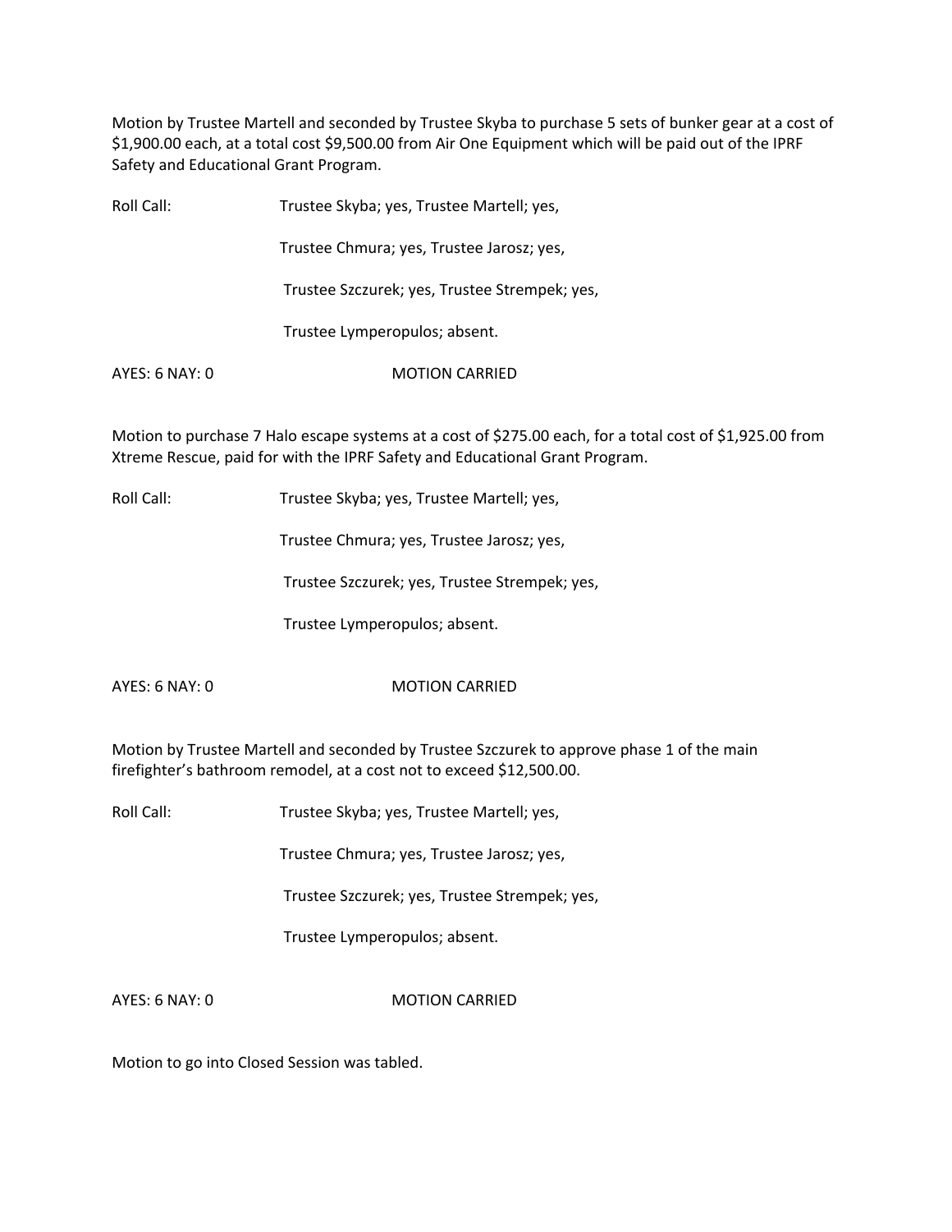Motion by Trustee Martell and seconded by Trustee Skyba to purchase 5 sets of bunker gear at a cost of $1,900.00 each, at a total cost $9,500.00 from Air One Equipment which will be paid out of the IPRF Safety and Educational Grant Program.

Roll Call: Trustee Skyba; yes, Trustee Martell; yes,

Trustee Chmura; yes, Trustee Jarosz; yes,

Trustee Szczurek; yes, Trustee Strempek; yes,

Trustee Lymperopulos; absent.

AYES: 6 NAY: 0 MOTION CARRIED

Motion to purchase 7 Halo escape systems at a cost of $275.00 each, for a total cost of $1,925.00 from Xtreme Rescue, paid for with the IPRF Safety and Educational Grant Program.

Roll Call: Trustee Skyba; yes, Trustee Martell; yes,

Trustee Chmura; yes, Trustee Jarosz; yes,

Trustee Szczurek; yes, Trustee Strempek; yes,

Trustee Lymperopulos; absent.

AYES: 6 NAY: 0 MOTION CARRIED

Motion by Trustee Martell and seconded by Trustee Szczurek to approve phase 1 of the main firefighter's bathroom remodel, at a cost not to exceed $12,500.00.

Roll Call: Trustee Skyba; yes, Trustee Martell; yes,

Trustee Chmura; yes, Trustee Jarosz; yes,

Trustee Szczurek; yes, Trustee Strempek; yes,

Trustee Lymperopulos; absent.

AYES: 6 NAY: 0 MOTION CARRIED

Motion to go into Closed Session was tabled.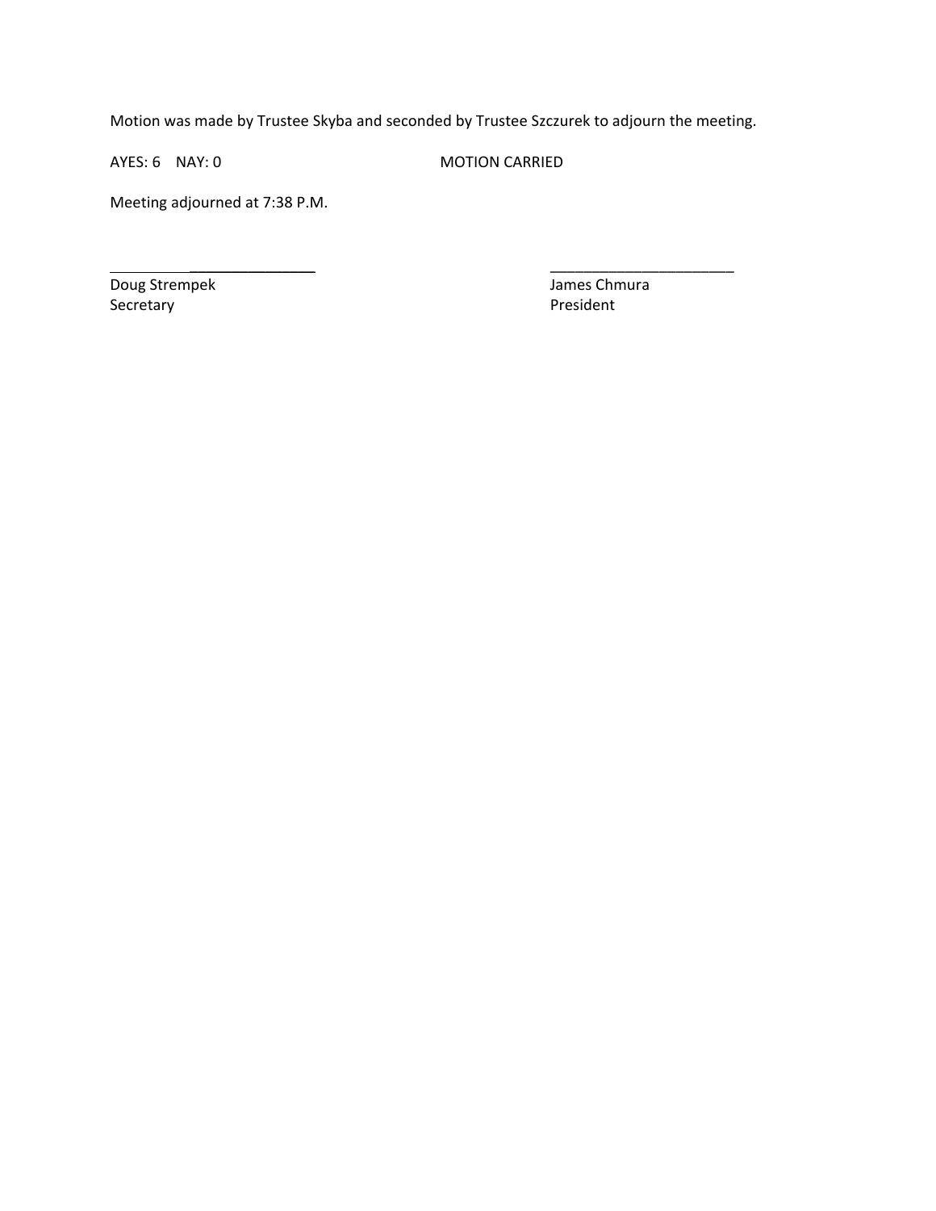Motion was made by Trustee Skyba and seconded by Trustee Szczurek to adjourn the meeting.

AYES: 6 NAY: 0 MOTION CARRIED

Meeting adjourned at 7:38 P.M.

| | |
|---|---|
| ________________________ | ________________________ |
| Doug Strempek | James Chmura |
| Secretary | President |